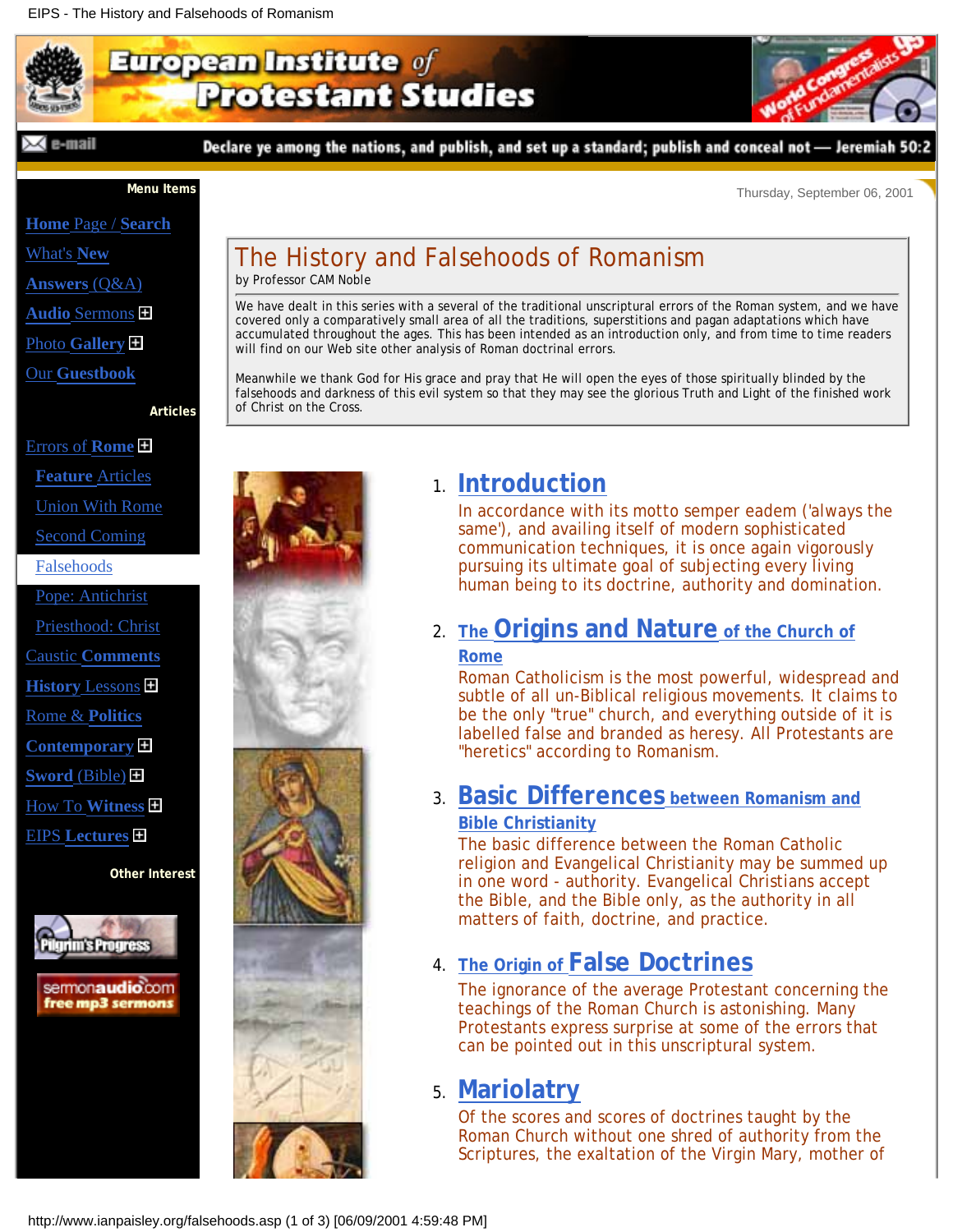# The History and Falsehoods of Romanism

by Professor CAM Noble

We have dealt in this series with a several of the traditional unscriptural errors of the Roman system, and we have covered only a comparatively small area of all the traditions, superstitions and pagan adaptations which have accumulated throughout the ages. This has been intended as an introduction only, and from time to time readers will find on our Web site other analysis of Roman doctrinal errors.

Meanwhile we thank God for His grace and pray that He will open the eyes of those spiritually blinded by the falsehoods and darkness of this evil system so that they may see the glorious Truth and Light of the finished work of Christ on the Cross.

1. **Introduction**

   In accordance with its motto semper eadem ('always the same'), and availing itself of modern sophisticated communication techniques, it is once again vigorously pursuing its ultimate goal of subjecting every living human being to its doctrine, authority and domination.

2. **The Origins and Nature of the Church of Rome**

   Roman Catholicism is the most powerful, widespread and subtle of all un-Biblical religious movements. It claims to be the only "true" church, and everything outside of it is labelled false and branded as heresy. All Protestants are "heretics" according to Romanism.

3. **Basic Differences between Romanism and Bible Christianity**

   The basic difference between the Roman Catholic religion and Evangelical Christianity may be summed up in one word - authority. Evangelical Christians accept the Bible, and the Bible only, as the authority in all matters of faith, doctrine, and practice.

4. **The Origin of False Doctrines**

   The ignorance of the average Protestant concerning the teachings of the Roman Church is astonishing. Many Protestants express surprise at some of the errors that can be pointed out in this unscriptural system.

5. **Mariolatry**

   Of the scores and scores of doctrines taught by the Roman Church without one shred of authority from the Scriptures, the exaltation of the Virgin Mary, mother of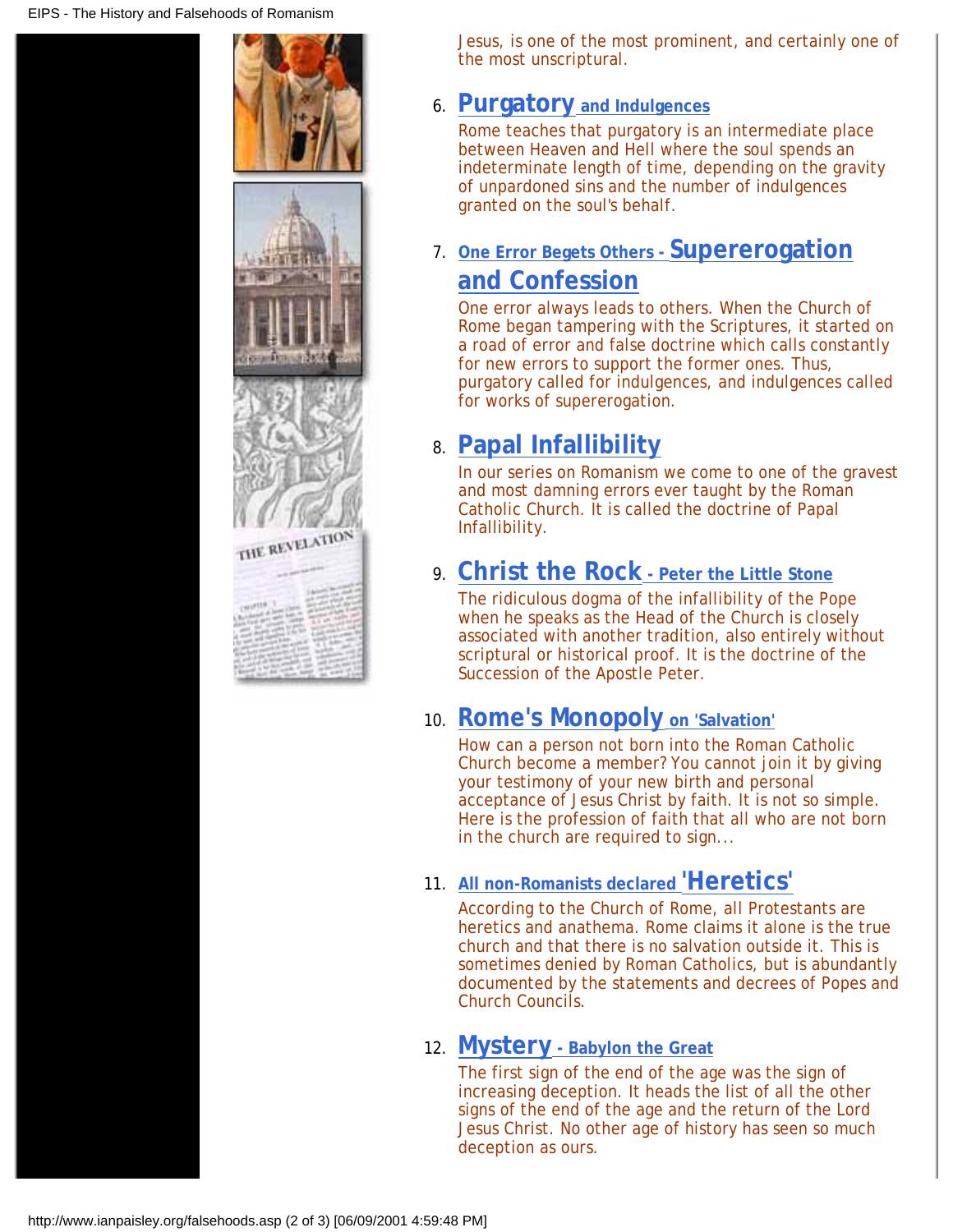Jesus, is one of the most prominent, and certainly one of the most unscriptural.

6. **Purgatory and Indulgences**

   Rome teaches that purgatory is an intermediate place between Heaven and Hell where the soul spends an indeterminate length of time, depending on the gravity of unpardoned sins and the number of indulgences granted on the soul's behalf.

7. **One Error Begets Others - Supererogation and Confession**

   One error always leads to others. When the Church of Rome began tampering with the Scriptures, it started on a road of error and false doctrine which calls constantly for new errors to support the former ones. Thus, purgatory called for indulgences, and indulgences called for works of supererogation.

8. **Papal Infallibility**

   In our series on Romanism we come to one of the gravest and most damning errors ever taught by the Roman Catholic Church. It is called the doctrine of Papal Infallibility.

9. **Christ the Rock - Peter the Little Stone**

   The ridiculous dogma of the infallibility of the Pope when he speaks as the Head of the Church is closely associated with another tradition, also entirely without scriptural or historical proof. It is the doctrine of the Succession of the Apostle Peter.

10. **Rome's Monopoly on 'Salvation'**

    How can a person not born into the Roman Catholic Church become a member? You cannot join it by giving your testimony of your new birth and personal acceptance of Jesus Christ by faith. It is not so simple. Here is the profession of faith that all who are not born in the church are required to sign...

11. **All non-Romanists declared 'Heretics'**

    According to the Church of Rome, all Protestants are heretics and anathema. Rome claims it alone is the true church and that there is no salvation outside it. This is sometimes denied by Roman Catholics, but is abundantly documented by the statements and decrees of Popes and Church Councils.

12. **Mystery - Babylon the Great**

    The first sign of the end of the age was the sign of increasing deception. It heads the list of all the other signs of the end of the age and the return of the Lord Jesus Christ. No other age of history has seen so much deception as ours.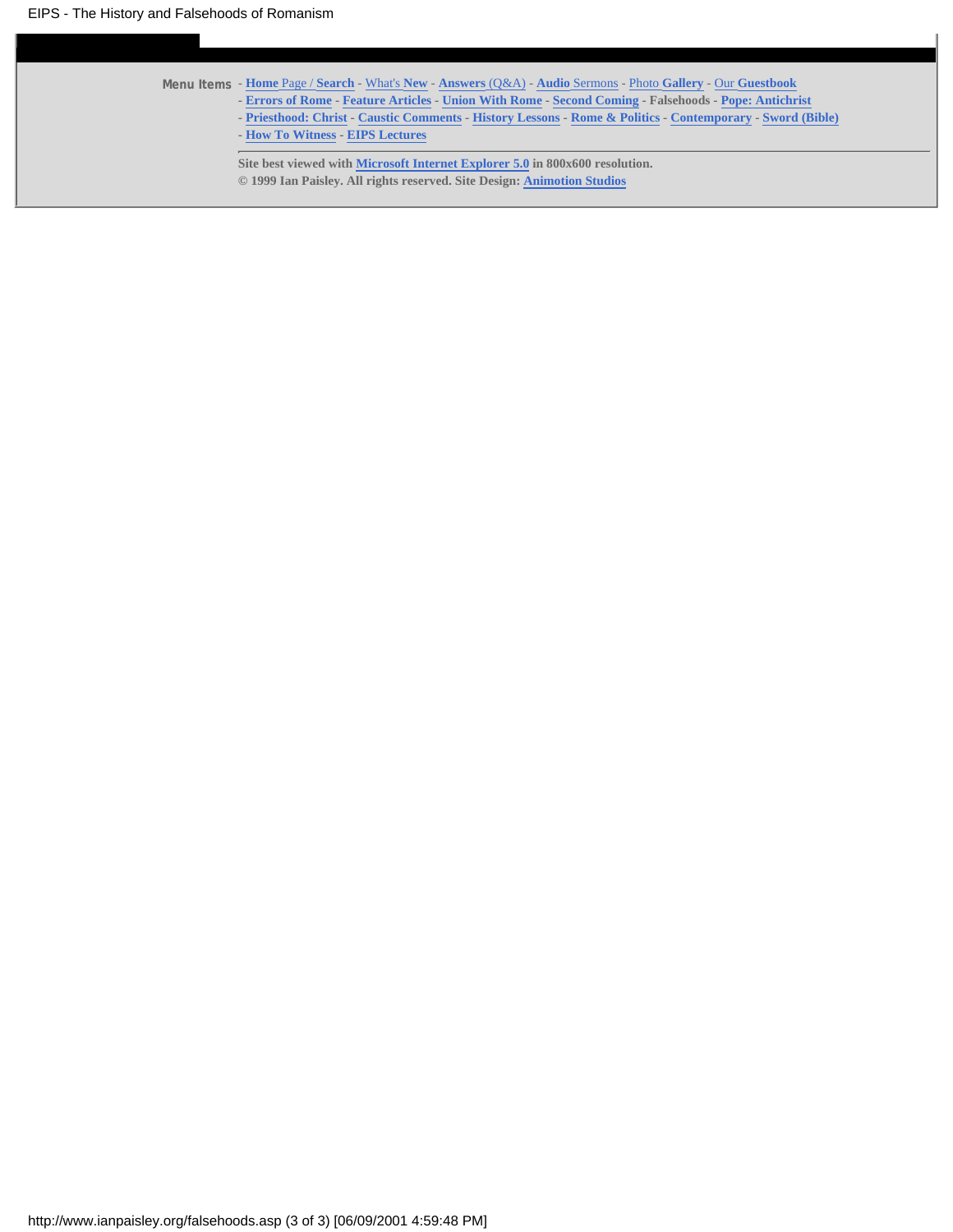Menu Items - **Home** Page / **Search** - What's **New** - **Answers** (Q&A) - **Audio** Sermons - Photo **Gallery** - Our **Guestbook**
- **Errors of Rome** - **Feature Articles** - **Union With Rome** - **Second Coming** - **Falsehoods** - **Pope: Antichrist**
- **Priesthood: Christ** - **Caustic Comments** - **History Lessons** - **Rome & Politics** - **Contemporary** - **Sword (Bible)**
- **How To Witness** - **EIPS Lectures**

---

**Site best viewed with Microsoft Internet Explorer 5.0 in 800x600 resolution.**
**© 1999 Ian Paisley. All rights reserved. Site Design: Animotion Studios**